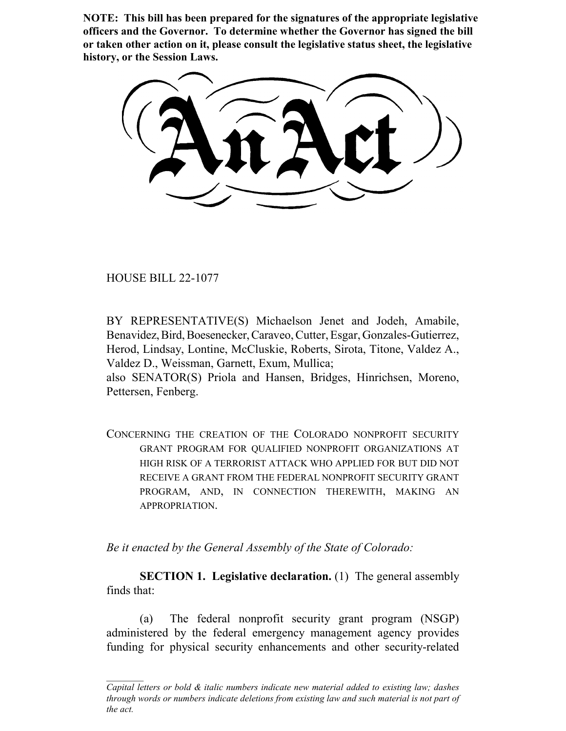**NOTE: This bill has been prepared for the signatures of the appropriate legislative officers and the Governor. To determine whether the Governor has signed the bill or taken other action on it, please consult the legislative status sheet, the legislative history, or the Session Laws.**

# An Act

HOUSE BILL 22-1077

BY REPRESENTATIVE(S) Michaelson Jenet and Jodeh, Amabile, Benavidez, Bird, Boesenecker, Caraveo, Cutter, Esgar, Gonzales-Gutierrez, Herod, Lindsay, Lontine, McCluskie, Roberts, Sirota, Titone, Valdez A., Valdez D., Weissman, Garnett, Exum, Mullica;
also SENATOR(S) Priola and Hansen, Bridges, Hinrichsen, Moreno, Pettersen, Fenberg.

CONCERNING THE CREATION OF THE COLORADO NONPROFIT SECURITY GRANT PROGRAM FOR QUALIFIED NONPROFIT ORGANIZATIONS AT HIGH RISK OF A TERRORIST ATTACK WHO APPLIED FOR BUT DID NOT RECEIVE A GRANT FROM THE FEDERAL NONPROFIT SECURITY GRANT PROGRAM, AND, IN CONNECTION THEREWITH, MAKING AN APPROPRIATION.

*Be it enacted by the General Assembly of the State of Colorado:*

**SECTION 1. Legislative declaration.** (1) The general assembly finds that:

(a) The federal nonprofit security grant program (NSGP) administered by the federal emergency management agency provides funding for physical security enhancements and other security-related

*Capital letters or bold & italic numbers indicate new material added to existing law; dashes through words or numbers indicate deletions from existing law and such material is not part of the act.*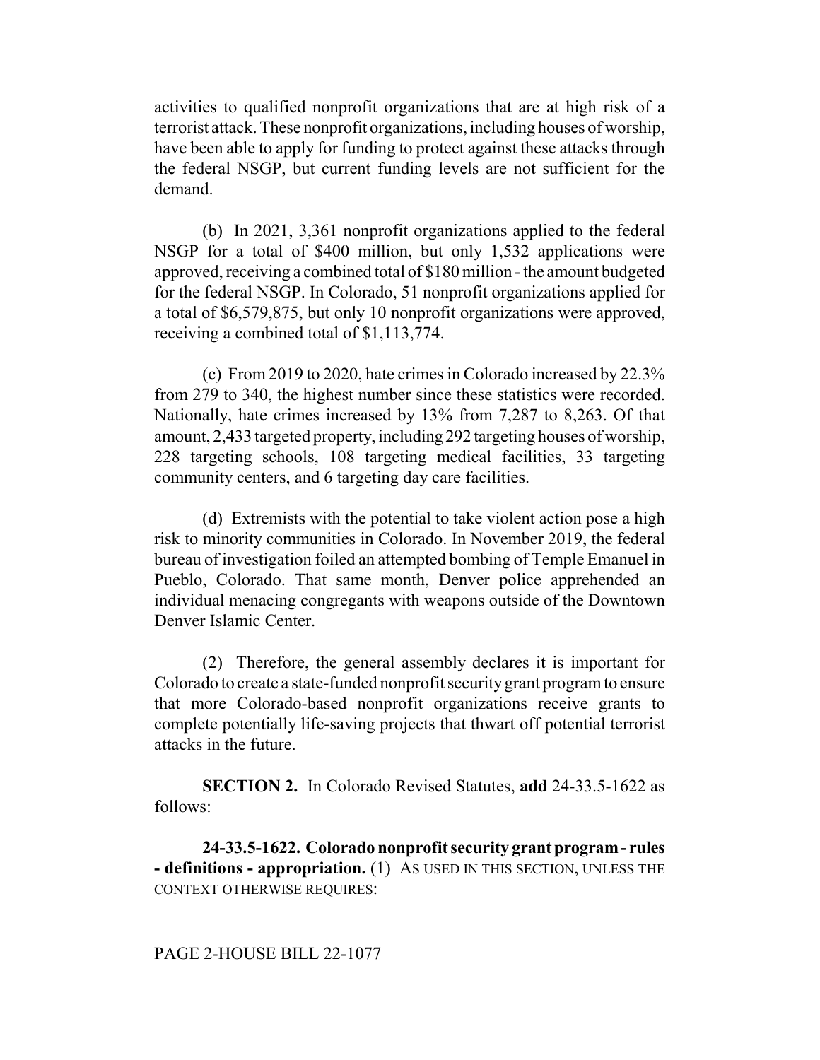activities to qualified nonprofit organizations that are at high risk of a terrorist attack. These nonprofit organizations, including houses of worship, have been able to apply for funding to protect against these attacks through the federal NSGP, but current funding levels are not sufficient for the demand.

(b) In 2021, 3,361 nonprofit organizations applied to the federal NSGP for a total of $400 million, but only 1,532 applications were approved, receiving a combined total of $180 million - the amount budgeted for the federal NSGP. In Colorado, 51 nonprofit organizations applied for a total of $6,579,875, but only 10 nonprofit organizations were approved, receiving a combined total of $1,113,774.

(c) From 2019 to 2020, hate crimes in Colorado increased by 22.3% from 279 to 340, the highest number since these statistics were recorded. Nationally, hate crimes increased by 13% from 7,287 to 8,263. Of that amount, 2,433 targeted property, including 292 targeting houses of worship, 228 targeting schools, 108 targeting medical facilities, 33 targeting community centers, and 6 targeting day care facilities.

(d) Extremists with the potential to take violent action pose a high risk to minority communities in Colorado. In November 2019, the federal bureau of investigation foiled an attempted bombing of Temple Emanuel in Pueblo, Colorado. That same month, Denver police apprehended an individual menacing congregants with weapons outside of the Downtown Denver Islamic Center.

(2) Therefore, the general assembly declares it is important for Colorado to create a state-funded nonprofit security grant program to ensure that more Colorado-based nonprofit organizations receive grants to complete potentially life-saving projects that thwart off potential terrorist attacks in the future.

**SECTION 2.** In Colorado Revised Statutes, **add** 24-33.5-1622 as follows:

**24-33.5-1622. Colorado nonprofit security grant program - rules - definitions - appropriation.** (1) AS USED IN THIS SECTION, UNLESS THE CONTEXT OTHERWISE REQUIRES: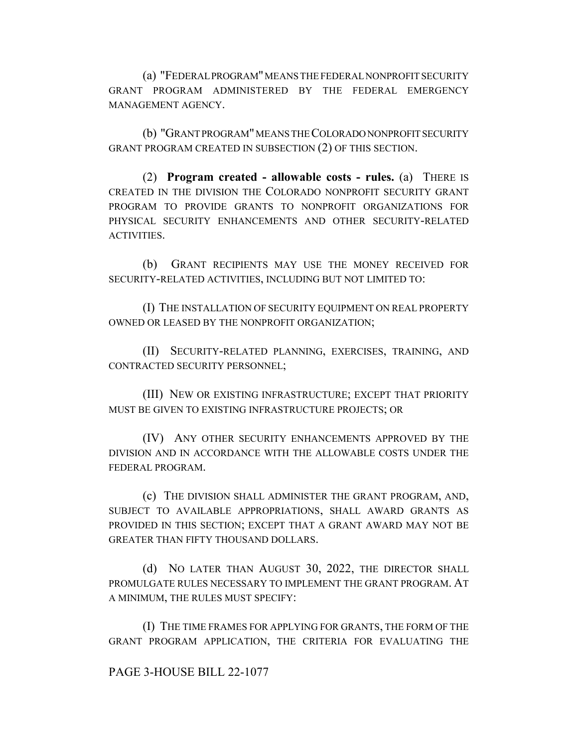(a) "FEDERAL PROGRAM" MEANS THE FEDERAL NONPROFIT SECURITY GRANT PROGRAM ADMINISTERED BY THE FEDERAL EMERGENCY MANAGEMENT AGENCY.

(b) "GRANT PROGRAM" MEANS THE COLORADO NONPROFIT SECURITY GRANT PROGRAM CREATED IN SUBSECTION (2) OF THIS SECTION.

(2) **Program created - allowable costs - rules.** (a) THERE IS CREATED IN THE DIVISION THE COLORADO NONPROFIT SECURITY GRANT PROGRAM TO PROVIDE GRANTS TO NONPROFIT ORGANIZATIONS FOR PHYSICAL SECURITY ENHANCEMENTS AND OTHER SECURITY-RELATED ACTIVITIES.

(b) GRANT RECIPIENTS MAY USE THE MONEY RECEIVED FOR SECURITY-RELATED ACTIVITIES, INCLUDING BUT NOT LIMITED TO:

(I) THE INSTALLATION OF SECURITY EQUIPMENT ON REAL PROPERTY OWNED OR LEASED BY THE NONPROFIT ORGANIZATION;

(II) SECURITY-RELATED PLANNING, EXERCISES, TRAINING, AND CONTRACTED SECURITY PERSONNEL;

(III) NEW OR EXISTING INFRASTRUCTURE; EXCEPT THAT PRIORITY MUST BE GIVEN TO EXISTING INFRASTRUCTURE PROJECTS; OR

(IV) ANY OTHER SECURITY ENHANCEMENTS APPROVED BY THE DIVISION AND IN ACCORDANCE WITH THE ALLOWABLE COSTS UNDER THE FEDERAL PROGRAM.

(c) THE DIVISION SHALL ADMINISTER THE GRANT PROGRAM, AND, SUBJECT TO AVAILABLE APPROPRIATIONS, SHALL AWARD GRANTS AS PROVIDED IN THIS SECTION; EXCEPT THAT A GRANT AWARD MAY NOT BE GREATER THAN FIFTY THOUSAND DOLLARS.

(d) NO LATER THAN AUGUST 30, 2022, THE DIRECTOR SHALL PROMULGATE RULES NECESSARY TO IMPLEMENT THE GRANT PROGRAM. AT A MINIMUM, THE RULES MUST SPECIFY:

(I) THE TIME FRAMES FOR APPLYING FOR GRANTS, THE FORM OF THE GRANT PROGRAM APPLICATION, THE CRITERIA FOR EVALUATING THE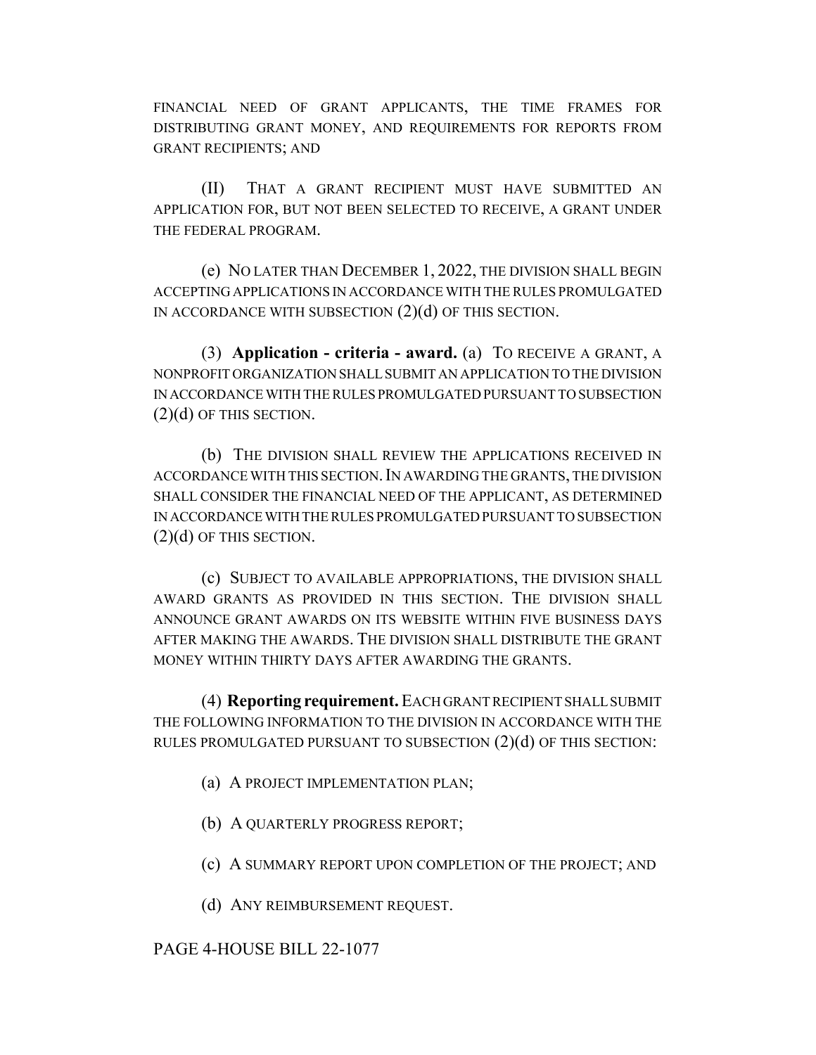FINANCIAL NEED OF GRANT APPLICANTS, THE TIME FRAMES FOR DISTRIBUTING GRANT MONEY, AND REQUIREMENTS FOR REPORTS FROM GRANT RECIPIENTS; AND

(II) THAT A GRANT RECIPIENT MUST HAVE SUBMITTED AN APPLICATION FOR, BUT NOT BEEN SELECTED TO RECEIVE, A GRANT UNDER THE FEDERAL PROGRAM.

(e) NO LATER THAN DECEMBER 1, 2022, THE DIVISION SHALL BEGIN ACCEPTING APPLICATIONS IN ACCORDANCE WITH THE RULES PROMULGATED IN ACCORDANCE WITH SUBSECTION (2)(d) OF THIS SECTION.

(3) **Application - criteria - award.** (a) TO RECEIVE A GRANT, A NONPROFIT ORGANIZATION SHALL SUBMIT AN APPLICATION TO THE DIVISION IN ACCORDANCE WITH THE RULES PROMULGATED PURSUANT TO SUBSECTION (2)(d) OF THIS SECTION.

(b) THE DIVISION SHALL REVIEW THE APPLICATIONS RECEIVED IN ACCORDANCE WITH THIS SECTION. IN AWARDING THE GRANTS, THE DIVISION SHALL CONSIDER THE FINANCIAL NEED OF THE APPLICANT, AS DETERMINED IN ACCORDANCE WITH THE RULES PROMULGATED PURSUANT TO SUBSECTION (2)(d) OF THIS SECTION.

(c) SUBJECT TO AVAILABLE APPROPRIATIONS, THE DIVISION SHALL AWARD GRANTS AS PROVIDED IN THIS SECTION. THE DIVISION SHALL ANNOUNCE GRANT AWARDS ON ITS WEBSITE WITHIN FIVE BUSINESS DAYS AFTER MAKING THE AWARDS. THE DIVISION SHALL DISTRIBUTE THE GRANT MONEY WITHIN THIRTY DAYS AFTER AWARDING THE GRANTS.

(4) **Reporting requirement.** EACH GRANT RECIPIENT SHALL SUBMIT THE FOLLOWING INFORMATION TO THE DIVISION IN ACCORDANCE WITH THE RULES PROMULGATED PURSUANT TO SUBSECTION (2)(d) OF THIS SECTION:

(a) A PROJECT IMPLEMENTATION PLAN;

(b) A QUARTERLY PROGRESS REPORT;

(c) A SUMMARY REPORT UPON COMPLETION OF THE PROJECT; AND

(d) ANY REIMBURSEMENT REQUEST.

PAGE 4-HOUSE BILL 22-1077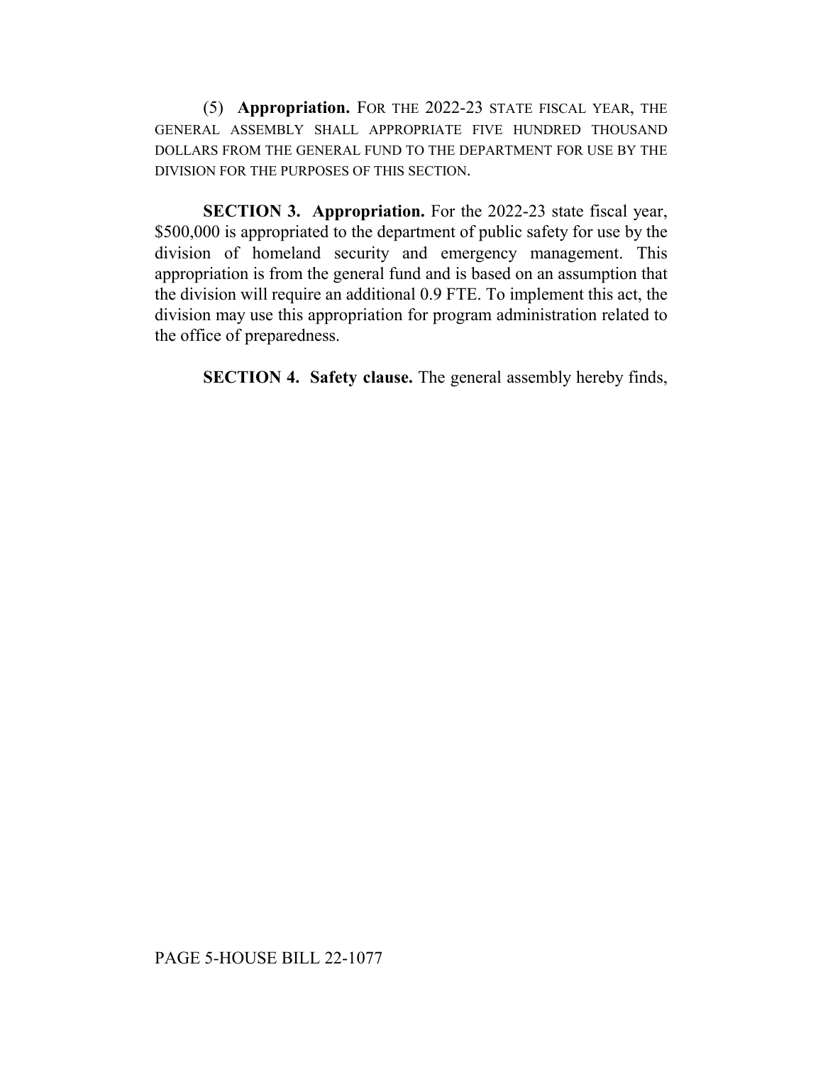(5) **Appropriation.** FOR THE 2022-23 STATE FISCAL YEAR, THE GENERAL ASSEMBLY SHALL APPROPRIATE FIVE HUNDRED THOUSAND DOLLARS FROM THE GENERAL FUND TO THE DEPARTMENT FOR USE BY THE DIVISION FOR THE PURPOSES OF THIS SECTION.

**SECTION 3. Appropriation.** For the 2022-23 state fiscal year, $500,000 is appropriated to the department of public safety for use by the division of homeland security and emergency management. This appropriation is from the general fund and is based on an assumption that the division will require an additional 0.9 FTE. To implement this act, the division may use this appropriation for program administration related to the office of preparedness.

**SECTION 4. Safety clause.** The general assembly hereby finds,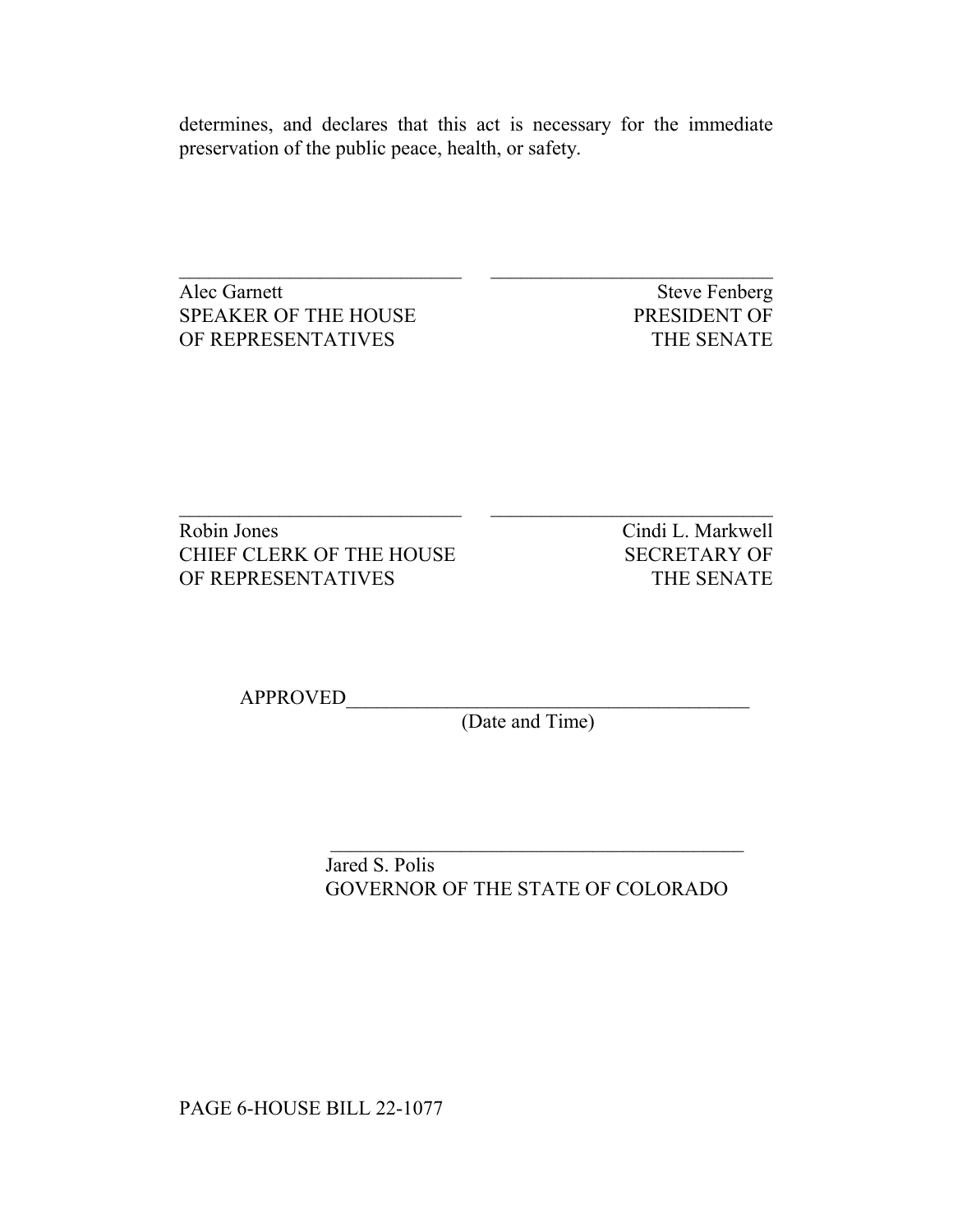determines, and declares that this act is necessary for the immediate preservation of the public peace, health, or safety.

____________________________ ____________________________
Alec Garnett
SPEAKER OF THE HOUSE
OF REPRESENTATIVES

Steve Fenberg
PRESIDENT OF
THE SENATE

____________________________ ____________________________
Robin Jones
CHIEF CLERK OF THE HOUSE
OF REPRESENTATIVES

Cindi L. Markwell
SECRETARY OF
THE SENATE

APPROVED________________________________________
(Date and Time)

_________________________________________
Jared S. Polis
GOVERNOR OF THE STATE OF COLORADO

PAGE 6-HOUSE BILL 22-1077